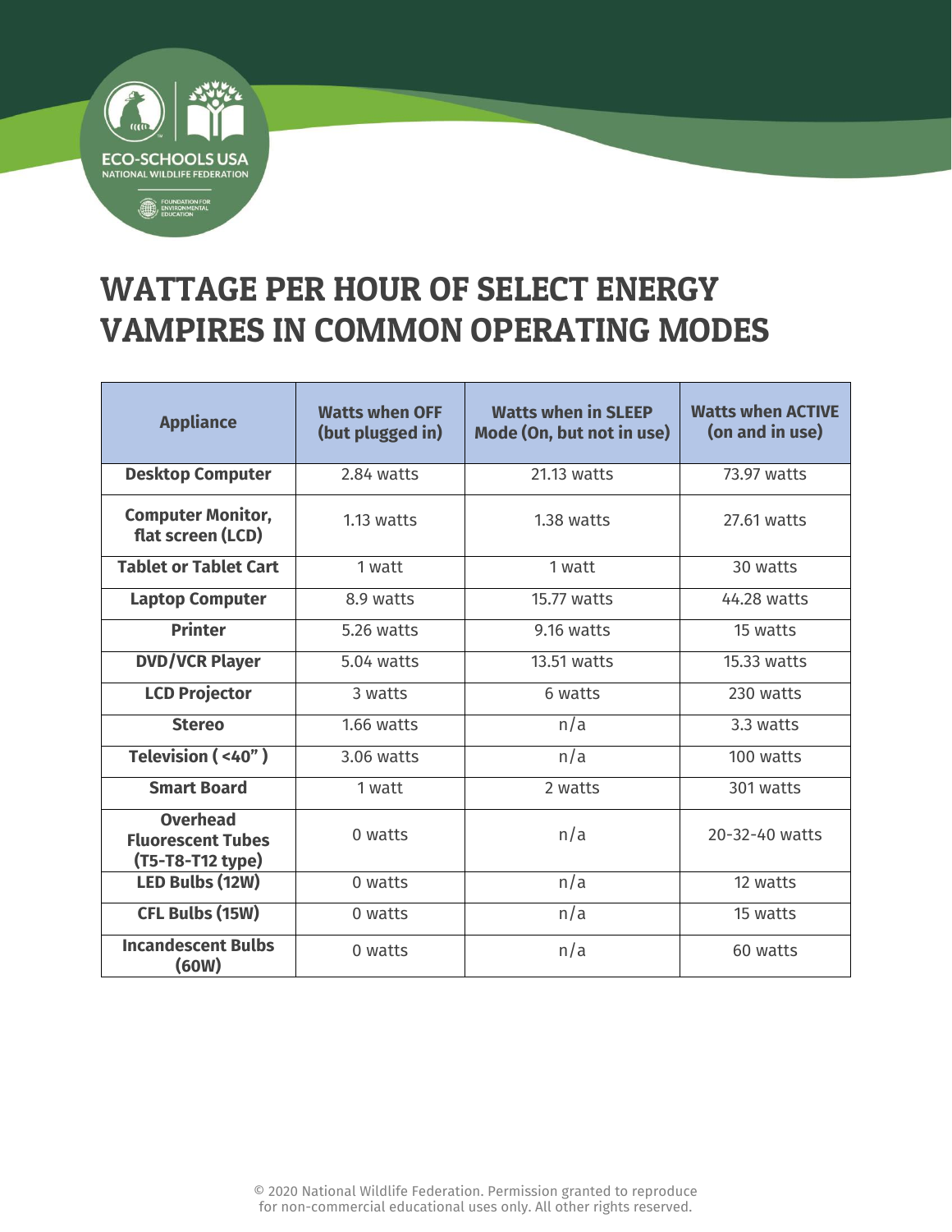# WATTAGE PER HOUR OF SELECT ENERGY VAMPIRES IN COMMON OPERATING MODES

| Appliance | Watts when OFF (but plugged in) | Watts when in SLEEP Mode (On, but not in use) | Watts when ACTIVE (on and in use) |
|---|---|---|---|
| **Desktop Computer** | 2.84 watts | 21.13 watts | 73.97 watts |
| **Computer Monitor, flat screen (LCD)** | 1.13 watts | 1.38 watts | 27.61 watts |
| **Tablet or Tablet Cart** | 1 watt | 1 watt | 30 watts |
| **Laptop Computer** | 8.9 watts | 15.77 watts | 44.28 watts |
| **Printer** | 5.26 watts | 9.16 watts | 15 watts |
| **DVD/VCR Player** | 5.04 watts | 13.51 watts | 15.33 watts |
| **LCD Projector** | 3 watts | 6 watts | 230 watts |
| **Stereo** | 1.66 watts | n/a | 3.3 watts |
| **Television ( <40" )** | 3.06 watts | n/a | 100 watts |
| **Smart Board** | 1 watt | 2 watts | 301 watts |
| **Overhead Fluorescent Tubes (T5-T8-T12 type)** | 0 watts | n/a | 20-32-40 watts |
| **LED Bulbs (12W)** | 0 watts | n/a | 12 watts |
| **CFL Bulbs (15W)** | 0 watts | n/a | 15 watts |
| **Incandescent Bulbs (60W)** | 0 watts | n/a | 60 watts |

© 2020 National Wildlife Federation. Permission granted to reproduce for non-commercial educational uses only. All other rights reserved.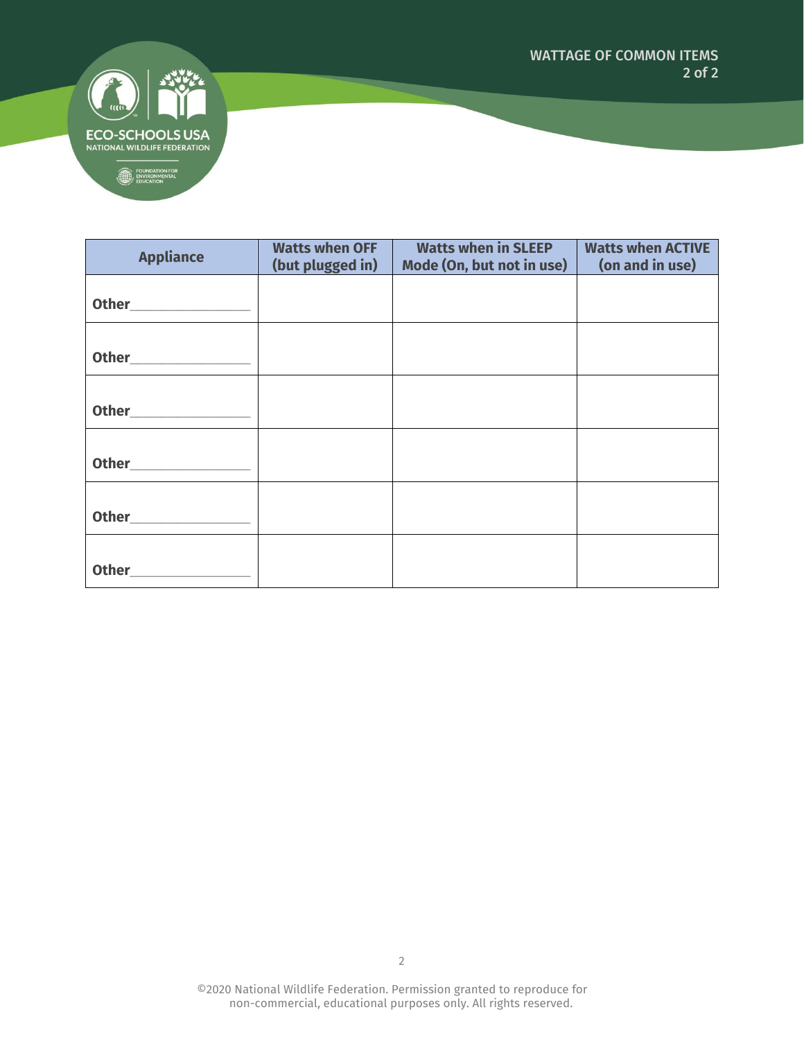| Appliance | Watts when OFF (but plugged in) | Watts when in SLEEP Mode (On, but not in use) | Watts when ACTIVE (on and in use) |
|---|---|---|---|
| **Other**________________ | | | |
| **Other**________________ | | | |
| **Other**________________ | | | |
| **Other**________________ | | | |
| **Other**________________ | | | |
| **Other**________________ | | | |

©2020 National Wildlife Federation. Permission granted to reproduce for non-commercial, educational purposes only. All rights reserved.